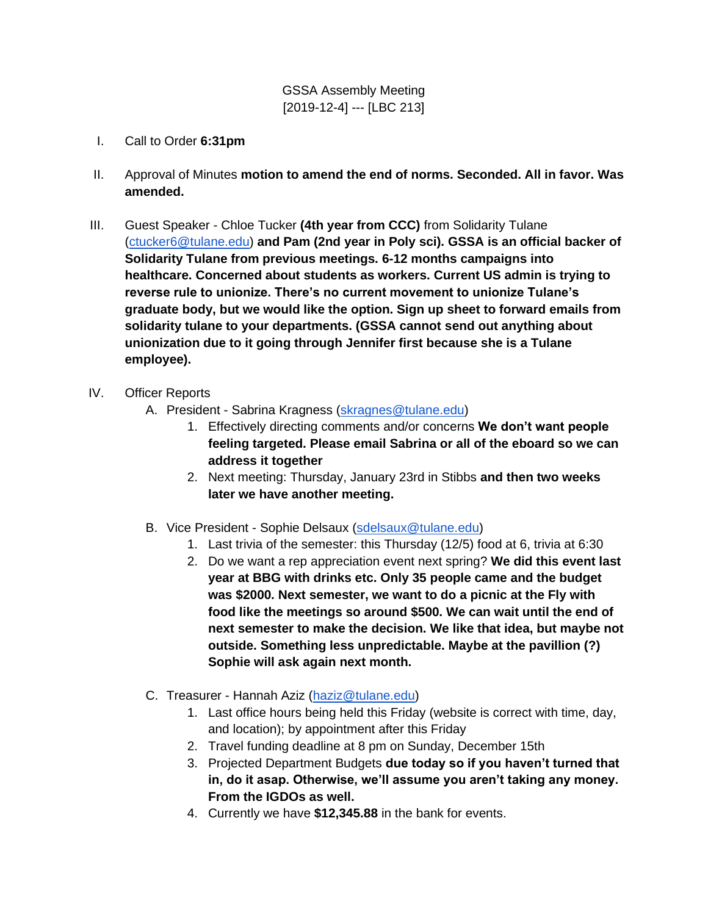GSSA Assembly Meeting
[2019-12-4] --- [LBC 213]

I. Call to Order **6:31pm**

II. Approval of Minutes **motion to amend the end of norms. Seconded. All in favor. Was amended.**

III. Guest Speaker - Chloe Tucker **(4th year from CCC)** from Solidarity Tulane (ctucker6@tulane.edu) **and Pam (2nd year in Poly sci). GSSA is an official backer of Solidarity Tulane from previous meetings. 6-12 months campaigns into healthcare. Concerned about students as workers. Current US admin is trying to reverse rule to unionize. There's no current movement to unionize Tulane's graduate body, but we would like the option. Sign up sheet to forward emails from solidarity tulane to your departments. (GSSA cannot send out anything about unionization due to it going through Jennifer first because she is a Tulane employee).**

IV. Officer Reports
   A. President - Sabrina Kragness (skragnes@tulane.edu)
      1. Effectively directing comments and/or concerns **We don't want people feeling targeted. Please email Sabrina or all of the eboard so we can address it together**
      2. Next meeting: Thursday, January 23rd in Stibbs **and then two weeks later we have another meeting.**

   B. Vice President - Sophie Delsaux (sdelsaux@tulane.edu)
      1. Last trivia of the semester: this Thursday (12/5) food at 6, trivia at 6:30
      2. Do we want a rep appreciation event next spring? **We did this event last year at BBG with drinks etc. Only 35 people came and the budget was $2000. Next semester, we want to do a picnic at the Fly with food like the meetings so around $500. We can wait until the end of next semester to make the decision. We like that idea, but maybe not outside. Something less unpredictable. Maybe at the pavillion (?) Sophie will ask again next month.**

   C. Treasurer - Hannah Aziz (haziz@tulane.edu)
      1. Last office hours being held this Friday (website is correct with time, day, and location); by appointment after this Friday
      2. Travel funding deadline at 8 pm on Sunday, December 15th
      3. Projected Department Budgets **due today so if you haven't turned that in, do it asap. Otherwise, we'll assume you aren't taking any money. From the IGDOs as well.**
      4. Currently we have **$12,345.88** in the bank for events.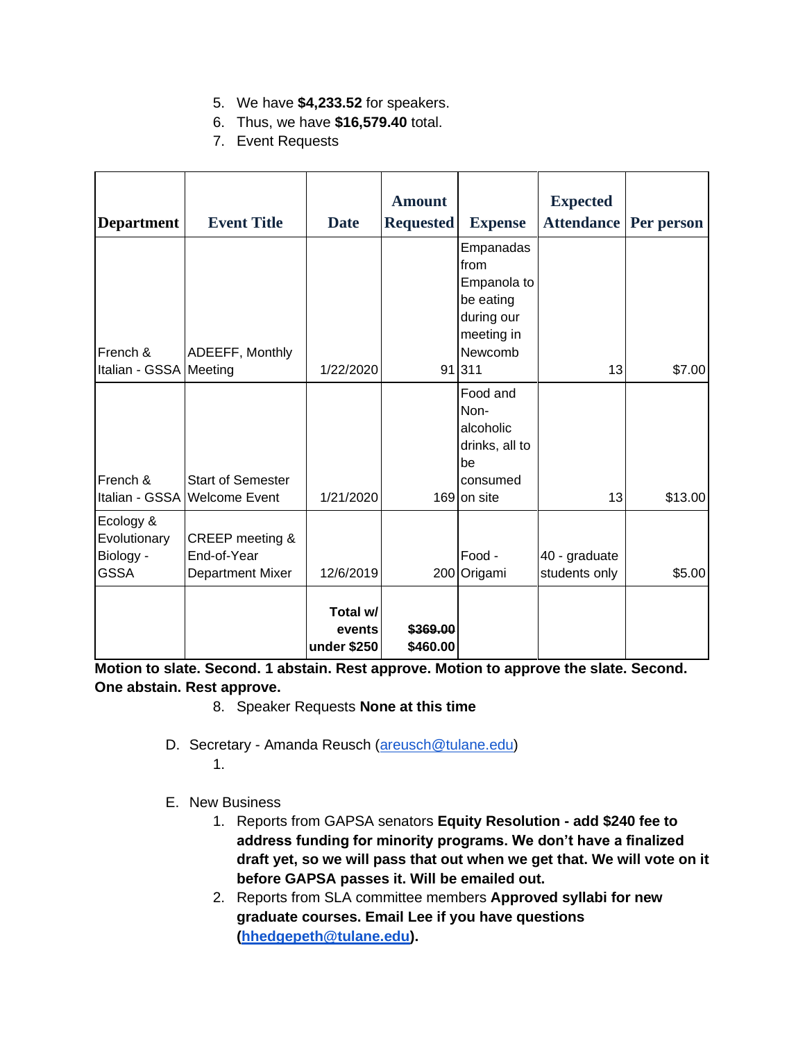5. We have **$4,233.52** for speakers.
6. Thus, we have **$16,579.40** total.
7. Event Requests

| Department | Event Title | Date | Amount Requested | Expense | Expected Attendance | Per person |
|---|---|---|---|---|---|---|
| French & Italian - GSSA | ADEEFF, Monthly Meeting | 1/22/2020 | 91 | Empanadas from Empanola to be eating during our meeting in Newcomb 311 | 13 | $7.00 |
| French & Italian - GSSA | Start of Semester Welcome Event | 1/21/2020 | 169 | Food and Non-alcoholic drinks, all to be consumed on site | 13 | $13.00 |
| Ecology & Evolutionary Biology - GSSA | CREEP meeting & End-of-Year Department Mixer | 12/6/2019 | 200 | Food - Origami | 40 - graduate students only | $5.00 |
| | | **Total w/ events under $250** | **~~$369.00~~ $460.00** | | | |

**Motion to slate. Second. 1 abstain. Rest approve. Motion to approve the slate. Second. One abstain. Rest approve.**

8. Speaker Requests **None at this time**

D. Secretary - Amanda Reusch (areusch@tulane.edu)

1.

E. New Business

1. Reports from GAPSA senators **Equity Resolution - add $240 fee to address funding for minority programs. We don't have a finalized draft yet, so we will pass that out when we get that. We will vote on it before GAPSA passes it. Will be emailed out.**
2. Reports from SLA committee members **Approved syllabi for new graduate courses. Email Lee if you have questions (hhedgepeth@tulane.edu).**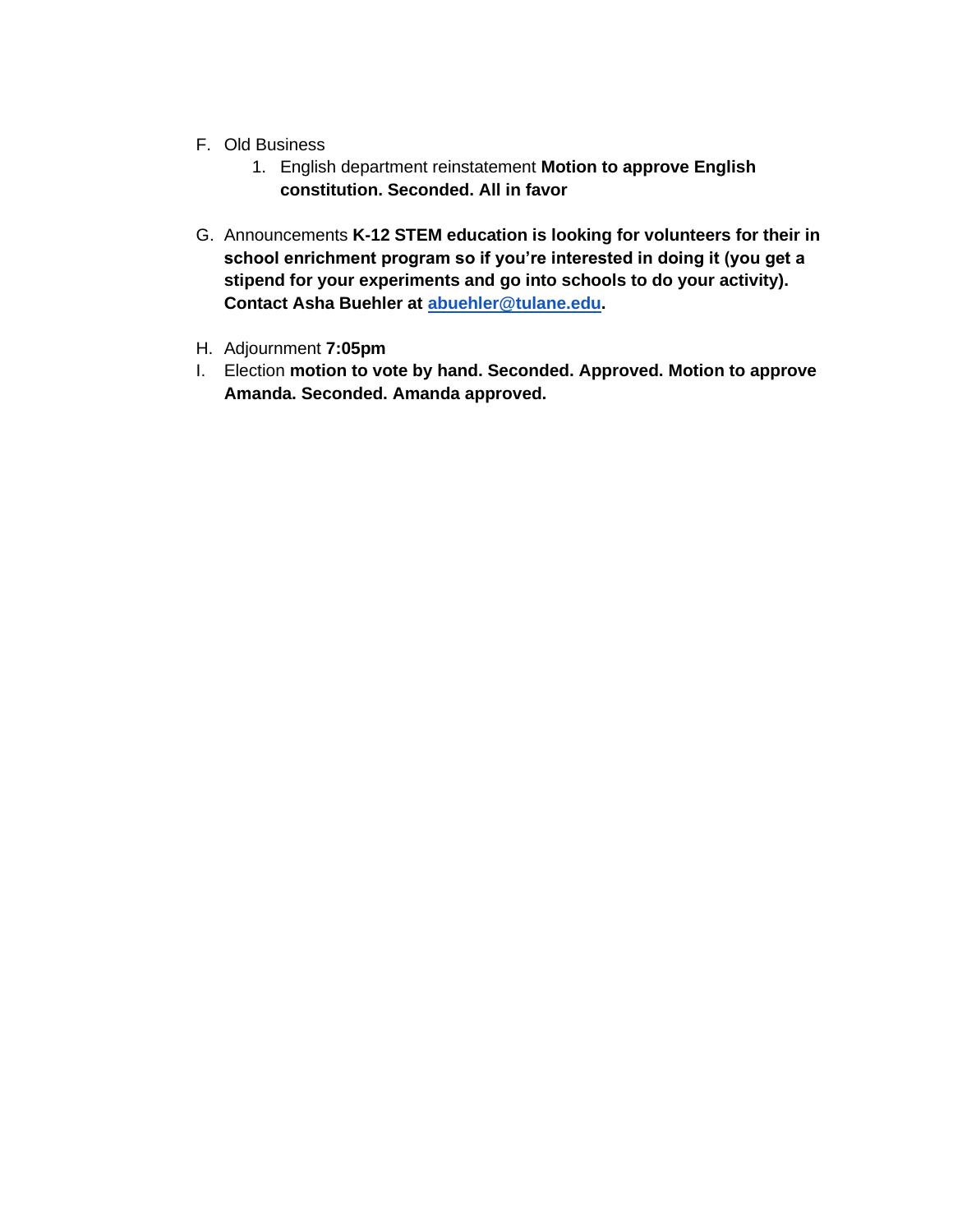F. Old Business
    1. English department reinstatement **Motion to approve English constitution. Seconded. All in favor**

G. Announcements **K-12 STEM education is looking for volunteers for their in school enrichment program so if you're interested in doing it (you get a stipend for your experiments and go into schools to do your activity). Contact Asha Buehler at [abuehler@tulane.edu](mailto:abuehler@tulane.edu).**

H. Adjournment **7:05pm**

I. Election **motion to vote by hand. Seconded. Approved. Motion to approve Amanda. Seconded. Amanda approved.**